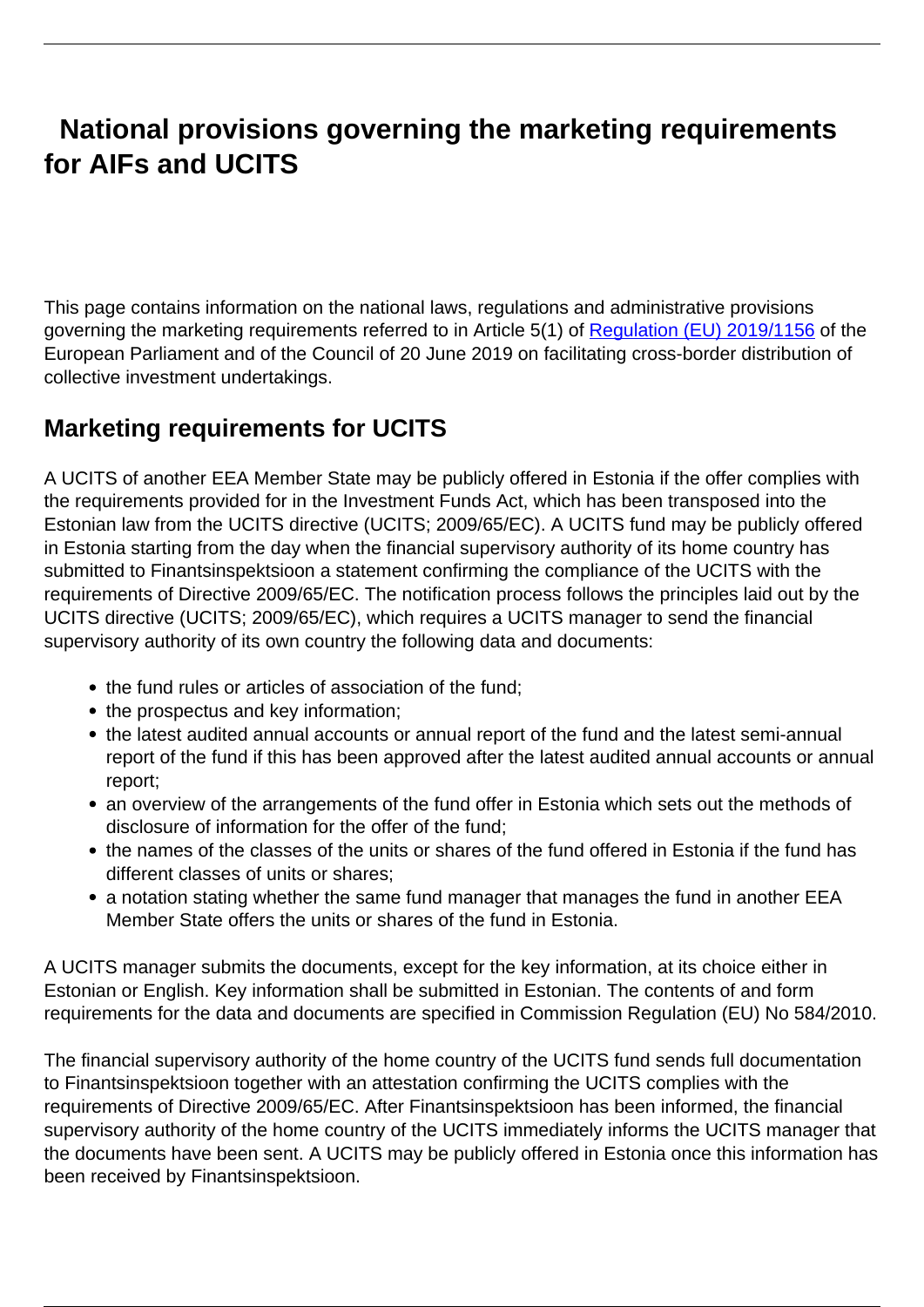# National provisions governing the marketing requirements for AIFs and UCITS

This page contains information on the national laws, regulations and administrative provisions governing the marketing requirements referred to in Article 5(1) of [Regulation (EU) 2019/1156](#) of the European Parliament and of the Council of 20 June 2019 on facilitating cross-border distribution of collective investment undertakings.

## Marketing requirements for UCITS

A UCITS of another EEA Member State may be publicly offered in Estonia if the offer complies with the requirements provided for in the Investment Funds Act, which has been transposed into the Estonian law from the UCITS directive (UCITS; 2009/65/EC). A UCITS fund may be publicly offered in Estonia starting from the day when the financial supervisory authority of its home country has submitted to Finantsinspektsioon a statement confirming the compliance of the UCITS with the requirements of Directive 2009/65/EC. The notification process follows the principles laid out by the UCITS directive (UCITS; 2009/65/EC), which requires a UCITS manager to send the financial supervisory authority of its own country the following data and documents:

- the fund rules or articles of association of the fund;
- the prospectus and key information;
- the latest audited annual accounts or annual report of the fund and the latest semi-annual report of the fund if this has been approved after the latest audited annual accounts or annual report;
- an overview of the arrangements of the fund offer in Estonia which sets out the methods of disclosure of information for the offer of the fund;
- the names of the classes of the units or shares of the fund offered in Estonia if the fund has different classes of units or shares;
- a notation stating whether the same fund manager that manages the fund in another EEA Member State offers the units or shares of the fund in Estonia.

A UCITS manager submits the documents, except for the key information, at its choice either in Estonian or English. Key information shall be submitted in Estonian. The contents of and form requirements for the data and documents are specified in Commission Regulation (EU) No 584/2010.

The financial supervisory authority of the home country of the UCITS fund sends full documentation to Finantsinspektsioon together with an attestation confirming the UCITS complies with the requirements of Directive 2009/65/EC. After Finantsinspektsioon has been informed, the financial supervisory authority of the home country of the UCITS immediately informs the UCITS manager that the documents have been sent. A UCITS may be publicly offered in Estonia once this information has been received by Finantsinspektsioon.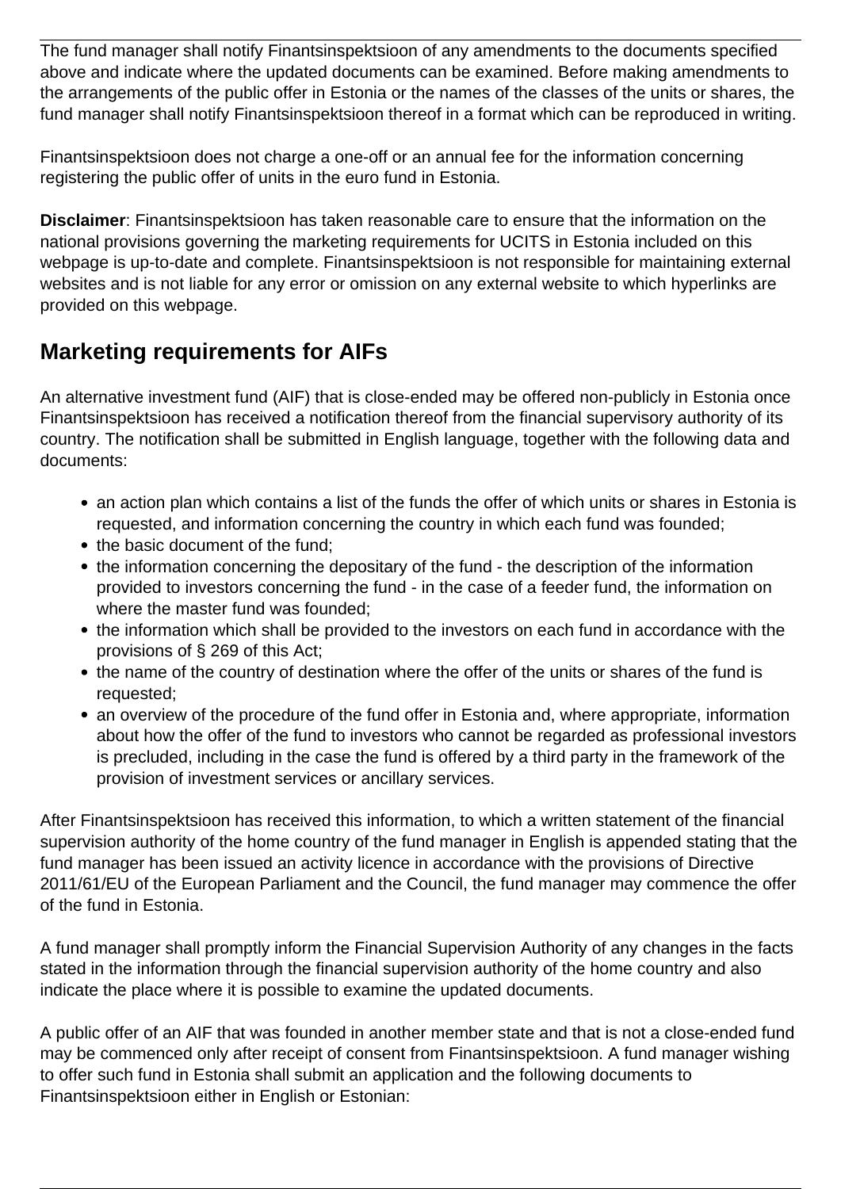The fund manager shall notify Finantsinspektsioon of any amendments to the documents specified above and indicate where the updated documents can be examined. Before making amendments to the arrangements of the public offer in Estonia or the names of the classes of the units or shares, the fund manager shall notify Finantsinspektsioon thereof in a format which can be reproduced in writing.

Finantsinspektsioon does not charge a one-off or an annual fee for the information concerning registering the public offer of units in the euro fund in Estonia.

**Disclaimer**: Finantsinspektsioon has taken reasonable care to ensure that the information on the national provisions governing the marketing requirements for UCITS in Estonia included on this webpage is up-to-date and complete. Finantsinspektsioon is not responsible for maintaining external websites and is not liable for any error or omission on any external website to which hyperlinks are provided on this webpage.

## Marketing requirements for AIFs

An alternative investment fund (AIF) that is close-ended may be offered non-publicly in Estonia once Finantsinspektsioon has received a notification thereof from the financial supervisory authority of its country. The notification shall be submitted in English language, together with the following data and documents:

- an action plan which contains a list of the funds the offer of which units or shares in Estonia is requested, and information concerning the country in which each fund was founded;
- the basic document of the fund;
- the information concerning the depositary of the fund - the description of the information provided to investors concerning the fund - in the case of a feeder fund, the information on where the master fund was founded;
- the information which shall be provided to the investors on each fund in accordance with the provisions of § 269 of this Act;
- the name of the country of destination where the offer of the units or shares of the fund is requested;
- an overview of the procedure of the fund offer in Estonia and, where appropriate, information about how the offer of the fund to investors who cannot be regarded as professional investors is precluded, including in the case the fund is offered by a third party in the framework of the provision of investment services or ancillary services.

After Finantsinspektsioon has received this information, to which a written statement of the financial supervision authority of the home country of the fund manager in English is appended stating that the fund manager has been issued an activity licence in accordance with the provisions of Directive 2011/61/EU of the European Parliament and the Council, the fund manager may commence the offer of the fund in Estonia.

A fund manager shall promptly inform the Financial Supervision Authority of any changes in the facts stated in the information through the financial supervision authority of the home country and also indicate the place where it is possible to examine the updated documents.

A public offer of an AIF that was founded in another member state and that is not a close-ended fund may be commenced only after receipt of consent from Finantsinspektsioon. A fund manager wishing to offer such fund in Estonia shall submit an application and the following documents to Finantsinspektsioon either in English or Estonian: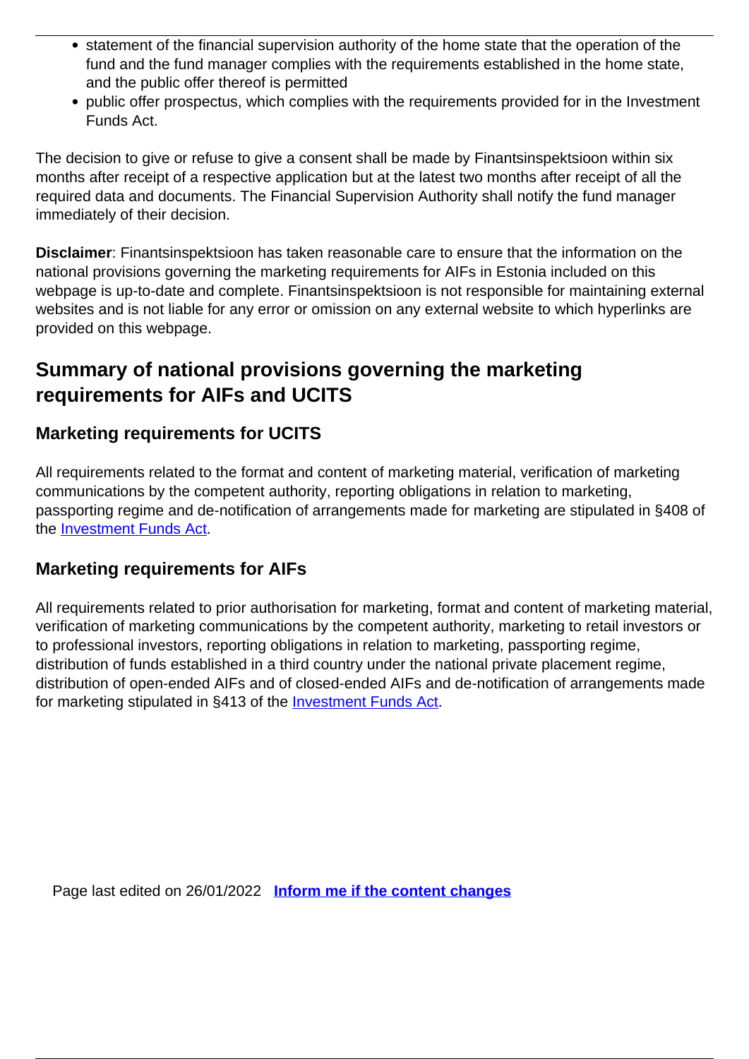- statement of the financial supervision authority of the home state that the operation of the fund and the fund manager complies with the requirements established in the home state, and the public offer thereof is permitted
- public offer prospectus, which complies with the requirements provided for in the Investment Funds Act.

The decision to give or refuse to give a consent shall be made by Finantsinspektsioon within six months after receipt of a respective application but at the latest two months after receipt of all the required data and documents. The Financial Supervision Authority shall notify the fund manager immediately of their decision.

**Disclaimer**: Finantsinspektsioon has taken reasonable care to ensure that the information on the national provisions governing the marketing requirements for AIFs in Estonia included on this webpage is up-to-date and complete. Finantsinspektsioon is not responsible for maintaining external websites and is not liable for any error or omission on any external website to which hyperlinks are provided on this webpage.

## Summary of national provisions governing the marketing requirements for AIFs and UCITS

### Marketing requirements for UCITS

All requirements related to the format and content of marketing material, verification of marketing communications by the competent authority, reporting obligations in relation to marketing, passporting regime and de-notification of arrangements made for marketing are stipulated in §408 of the Investment Funds Act.

### Marketing requirements for AIFs

All requirements related to prior authorisation for marketing, format and content of marketing material, verification of marketing communications by the competent authority, marketing to retail investors or to professional investors, reporting obligations in relation to marketing, passporting regime, distribution of funds established in a third country under the national private placement regime, distribution of open-ended AIFs and of closed-ended AIFs and de-notification of arrangements made for marketing stipulated in §413 of the Investment Funds Act.

Page last edited on 26/01/2022 **Inform me if the content changes**